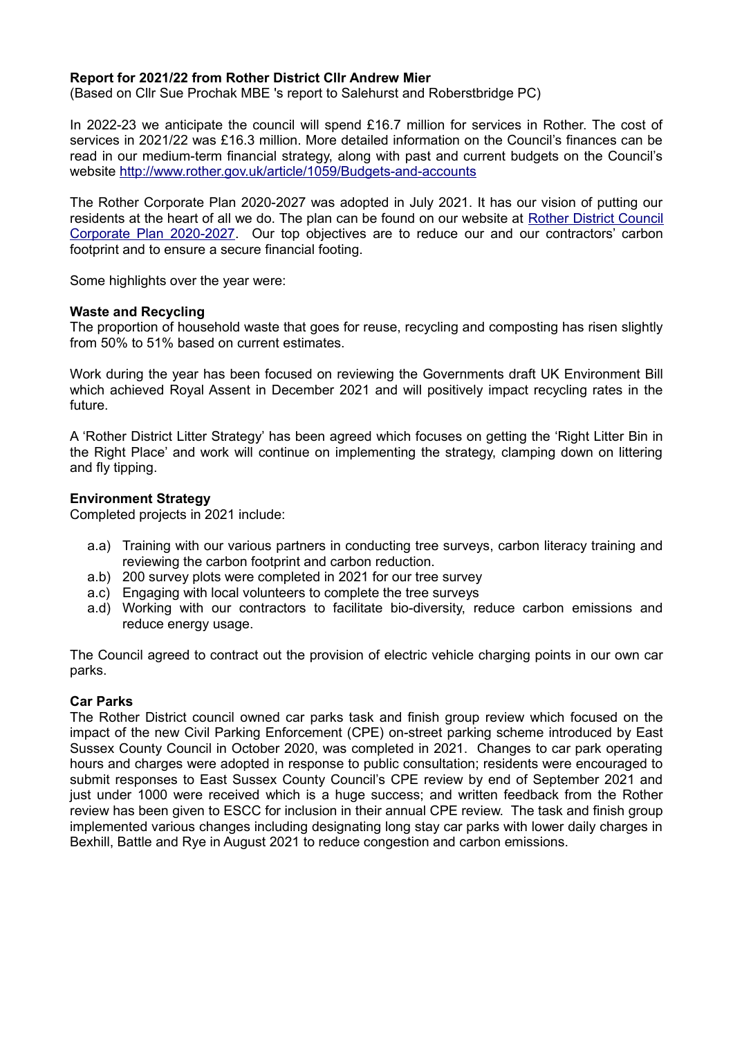**Report for 2021/22 from Rother District Cllr Andrew Mier**
(Based on Cllr Sue Prochak MBE 's report to Salehurst and Roberstbridge PC)

In 2022-23 we anticipate the council will spend £16.7 million for services in Rother. The cost of services in 2021/22 was £16.3 million. More detailed information on the Council's finances can be read in our medium-term financial strategy, along with past and current budgets on the Council's website [http://www.rother.gov.uk/article/1059/Budgets-and-accounts](http://www.rother.gov.uk/article/1059/Budgets-and-accounts)

The Rother Corporate Plan 2020-2027 was adopted in July 2021. It has our vision of putting our residents at the heart of all we do. The plan can be found on our website at Rother District Council Corporate Plan 2020-2027. Our top objectives are to reduce our and our contractors' carbon footprint and to ensure a secure financial footing.

Some highlights over the year were:

**Waste and Recycling**
The proportion of household waste that goes for reuse, recycling and composting has risen slightly from 50% to 51% based on current estimates.

Work during the year has been focused on reviewing the Governments draft UK Environment Bill which achieved Royal Assent in December 2021 and will positively impact recycling rates in the future.

A 'Rother District Litter Strategy' has been agreed which focuses on getting the 'Right Litter Bin in the Right Place' and work will continue on implementing the strategy, clamping down on littering and fly tipping.

**Environment Strategy**
Completed projects in 2021 include:

- a.a) Training with our various partners in conducting tree surveys, carbon literacy training and reviewing the carbon footprint and carbon reduction.
- a.b) 200 survey plots were completed in 2021 for our tree survey
- a.c) Engaging with local volunteers to complete the tree surveys
- a.d) Working with our contractors to facilitate bio-diversity, reduce carbon emissions and reduce energy usage.

The Council agreed to contract out the provision of electric vehicle charging points in our own car parks.

**Car Parks**
The Rother District council owned car parks task and finish group review which focused on the impact of the new Civil Parking Enforcement (CPE) on-street parking scheme introduced by East Sussex County Council in October 2020, was completed in 2021. Changes to car park operating hours and charges were adopted in response to public consultation; residents were encouraged to submit responses to East Sussex County Council's CPE review by end of September 2021 and just under 1000 were received which is a huge success; and written feedback from the Rother review has been given to ESCC for inclusion in their annual CPE review. The task and finish group implemented various changes including designating long stay car parks with lower daily charges in Bexhill, Battle and Rye in August 2021 to reduce congestion and carbon emissions.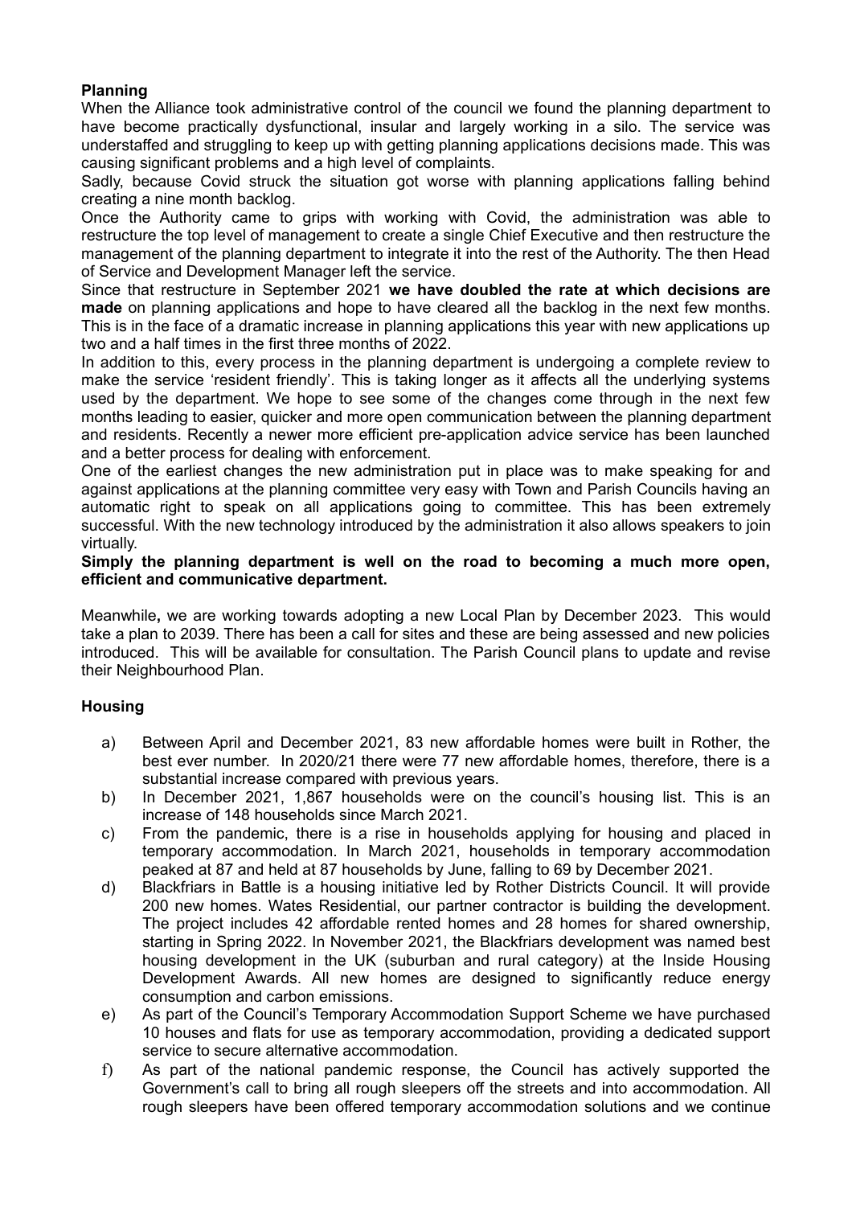**Planning**

When the Alliance took administrative control of the council we found the planning department to have become practically dysfunctional, insular and largely working in a silo. The service was understaffed and struggling to keep up with getting planning applications decisions made. This was causing significant problems and a high level of complaints.

Sadly, because Covid struck the situation got worse with planning applications falling behind creating a nine month backlog.

Once the Authority came to grips with working with Covid, the administration was able to restructure the top level of management to create a single Chief Executive and then restructure the management of the planning department to integrate it into the rest of the Authority. The then Head of Service and Development Manager left the service.

Since that restructure in September 2021 **we have doubled the rate at which decisions are made** on planning applications and hope to have cleared all the backlog in the next few months. This is in the face of a dramatic increase in planning applications this year with new applications up two and a half times in the first three months of 2022.

In addition to this, every process in the planning department is undergoing a complete review to make the service 'resident friendly'. This is taking longer as it affects all the underlying systems used by the department. We hope to see some of the changes come through in the next few months leading to easier, quicker and more open communication between the planning department and residents. Recently a newer more efficient pre-application advice service has been launched and a better process for dealing with enforcement.

One of the earliest changes the new administration put in place was to make speaking for and against applications at the planning committee very easy with Town and Parish Councils having an automatic right to speak on all applications going to committee. This has been extremely successful. With the new technology introduced by the administration it also allows speakers to join virtually.

**Simply the planning department is well on the road to becoming a much more open, efficient and communicative department.**

Meanwhile**,** we are working towards adopting a new Local Plan by December 2023. This would take a plan to 2039. There has been a call for sites and these are being assessed and new policies introduced. This will be available for consultation. The Parish Council plans to update and revise their Neighbourhood Plan.

**Housing**

a) Between April and December 2021, 83 new affordable homes were built in Rother, the best ever number. In 2020/21 there were 77 new affordable homes, therefore, there is a substantial increase compared with previous years.

b) In December 2021, 1,867 households were on the council's housing list. This is an increase of 148 households since March 2021.

c) From the pandemic, there is a rise in households applying for housing and placed in temporary accommodation. In March 2021, households in temporary accommodation peaked at 87 and held at 87 households by June, falling to 69 by December 2021.

d) Blackfriars in Battle is a housing initiative led by Rother Districts Council. It will provide 200 new homes. Wates Residential, our partner contractor is building the development. The project includes 42 affordable rented homes and 28 homes for shared ownership, starting in Spring 2022. In November 2021, the Blackfriars development was named best housing development in the UK (suburban and rural category) at the Inside Housing Development Awards. All new homes are designed to significantly reduce energy consumption and carbon emissions.

e) As part of the Council's Temporary Accommodation Support Scheme we have purchased 10 houses and flats for use as temporary accommodation, providing a dedicated support service to secure alternative accommodation.

f) As part of the national pandemic response, the Council has actively supported the Government's call to bring all rough sleepers off the streets and into accommodation. All rough sleepers have been offered temporary accommodation solutions and we continue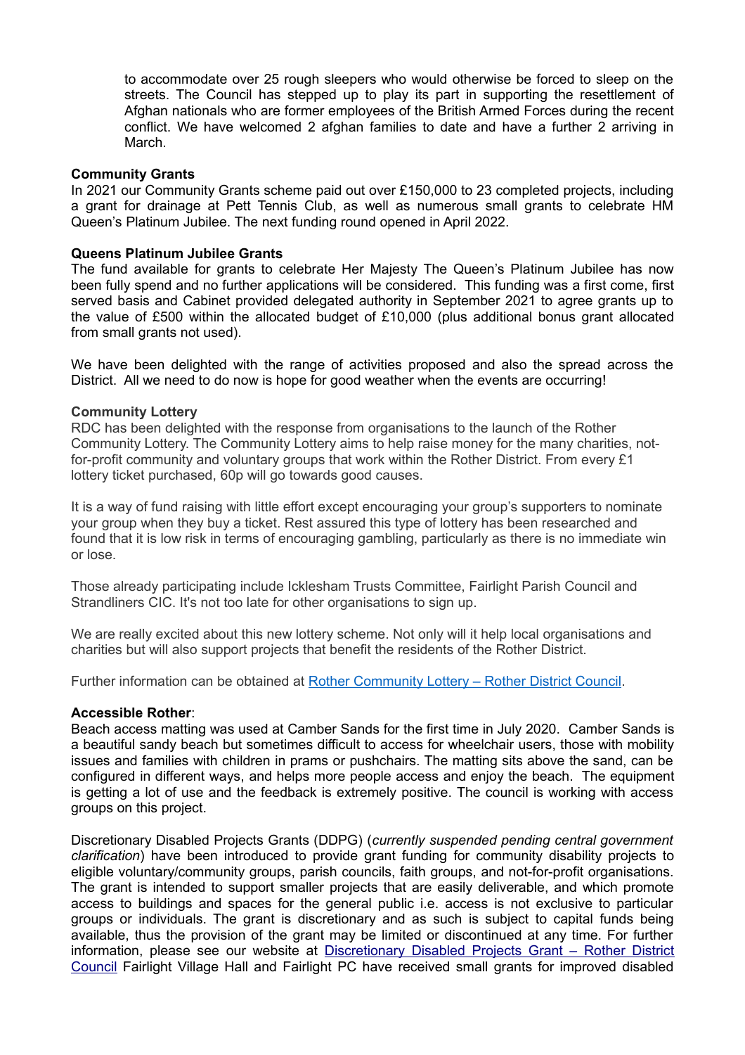to accommodate over 25 rough sleepers who would otherwise be forced to sleep on the streets. The Council has stepped up to play its part in supporting the resettlement of Afghan nationals who are former employees of the British Armed Forces during the recent conflict. We have welcomed 2 afghan families to date and have a further 2 arriving in March.

**Community Grants**
In 2021 our Community Grants scheme paid out over £150,000 to 23 completed projects, including a grant for drainage at Pett Tennis Club, as well as numerous small grants to celebrate HM Queen's Platinum Jubilee. The next funding round opened in April 2022.

**Queens Platinum Jubilee Grants**
The fund available for grants to celebrate Her Majesty The Queen's Platinum Jubilee has now been fully spend and no further applications will be considered. This funding was a first come, first served basis and Cabinet provided delegated authority in September 2021 to agree grants up to the value of £500 within the allocated budget of £10,000 (plus additional bonus grant allocated from small grants not used).

We have been delighted with the range of activities proposed and also the spread across the District. All we need to do now is hope for good weather when the events are occurring!

**Community Lottery**
RDC has been delighted with the response from organisations to the launch of the Rother Community Lottery. The Community Lottery aims to help raise money for the many charities, not-for-profit community and voluntary groups that work within the Rother District. From every £1 lottery ticket purchased, 60p will go towards good causes.

It is a way of fund raising with little effort except encouraging your group's supporters to nominate your group when they buy a ticket. Rest assured this type of lottery has been researched and found that it is low risk in terms of encouraging gambling, particularly as there is no immediate win or lose.

Those already participating include Icklesham Trusts Committee, Fairlight Parish Council and Strandliners CIC. It's not too late for other organisations to sign up.

We are really excited about this new lottery scheme. Not only will it help local organisations and charities but will also support projects that benefit the residents of the Rother District.

Further information can be obtained at Rother Community Lottery – Rother District Council.

**Accessible Rother**:
Beach access matting was used at Camber Sands for the first time in July 2020. Camber Sands is a beautiful sandy beach but sometimes difficult to access for wheelchair users, those with mobility issues and families with children in prams or pushchairs. The matting sits above the sand, can be configured in different ways, and helps more people access and enjoy the beach. The equipment is getting a lot of use and the feedback is extremely positive. The council is working with access groups on this project.

Discretionary Disabled Projects Grants (DDPG) (*currently suspended pending central government clarification*) have been introduced to provide grant funding for community disability projects to eligible voluntary/community groups, parish councils, faith groups, and not-for-profit organisations. The grant is intended to support smaller projects that are easily deliverable, and which promote access to buildings and spaces for the general public i.e. access is not exclusive to particular groups or individuals. The grant is discretionary and as such is subject to capital funds being available, thus the provision of the grant may be limited or discontinued at any time. For further information, please see our website at Discretionary Disabled Projects Grant – Rother District Council Fairlight Village Hall and Fairlight PC have received small grants for improved disabled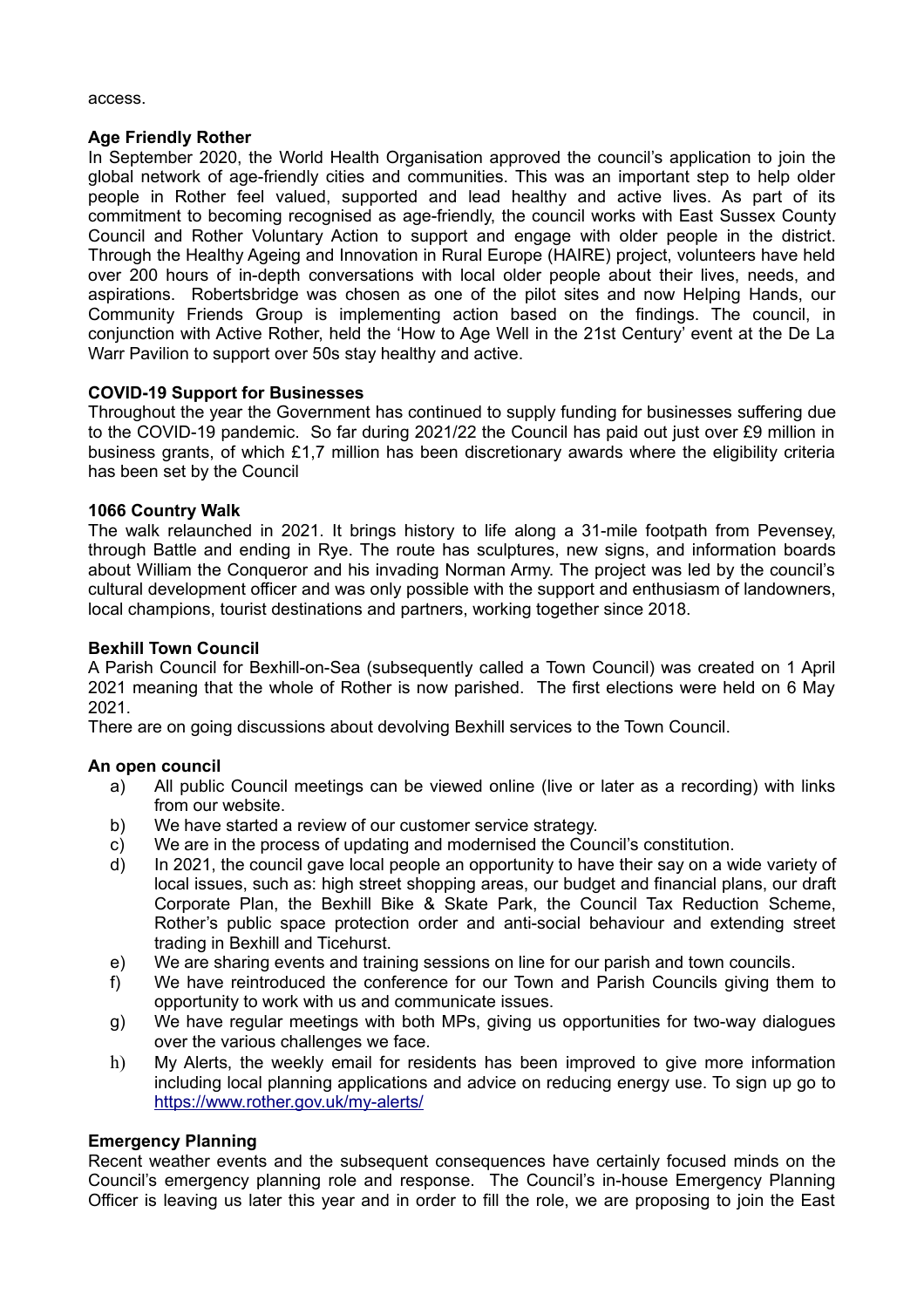access.

**Age Friendly Rother**

In September 2020, the World Health Organisation approved the council's application to join the global network of age-friendly cities and communities. This was an important step to help older people in Rother feel valued, supported and lead healthy and active lives. As part of its commitment to becoming recognised as age-friendly, the council works with East Sussex County Council and Rother Voluntary Action to support and engage with older people in the district. Through the Healthy Ageing and Innovation in Rural Europe (HAIRE) project, volunteers have held over 200 hours of in-depth conversations with local older people about their lives, needs, and aspirations. Robertsbridge was chosen as one of the pilot sites and now Helping Hands, our Community Friends Group is implementing action based on the findings. The council, in conjunction with Active Rother, held the 'How to Age Well in the 21st Century' event at the De La Warr Pavilion to support over 50s stay healthy and active.

**COVID-19 Support for Businesses**

Throughout the year the Government has continued to supply funding for businesses suffering due to the COVID-19 pandemic. So far during 2021/22 the Council has paid out just over £9 million in business grants, of which £1,7 million has been discretionary awards where the eligibility criteria has been set by the Council

**1066 Country Walk**

The walk relaunched in 2021. It brings history to life along a 31-mile footpath from Pevensey, through Battle and ending in Rye. The route has sculptures, new signs, and information boards about William the Conqueror and his invading Norman Army. The project was led by the council's cultural development officer and was only possible with the support and enthusiasm of landowners, local champions, tourist destinations and partners, working together since 2018.

**Bexhill Town Council**

A Parish Council for Bexhill-on-Sea (subsequently called a Town Council) was created on 1 April 2021 meaning that the whole of Rother is now parished. The first elections were held on 6 May 2021.

There are on going discussions about devolving Bexhill services to the Town Council.

**An open council**

a) All public Council meetings can be viewed online (live or later as a recording) with links from our website.
b) We have started a review of our customer service strategy.
c) We are in the process of updating and modernised the Council's constitution.
d) In 2021, the council gave local people an opportunity to have their say on a wide variety of local issues, such as: high street shopping areas, our budget and financial plans, our draft Corporate Plan, the Bexhill Bike & Skate Park, the Council Tax Reduction Scheme, Rother's public space protection order and anti-social behaviour and extending street trading in Bexhill and Ticehurst.
e) We are sharing events and training sessions on line for our parish and town councils.
f) We have reintroduced the conference for our Town and Parish Councils giving them to opportunity to work with us and communicate issues.
g) We have regular meetings with both MPs, giving us opportunities for two-way dialogues over the various challenges we face.
h) My Alerts, the weekly email for residents has been improved to give more information including local planning applications and advice on reducing energy use. To sign up go to https://www.rother.gov.uk/my-alerts/

**Emergency Planning**

Recent weather events and the subsequent consequences have certainly focused minds on the Council's emergency planning role and response. The Council's in-house Emergency Planning Officer is leaving us later this year and in order to fill the role, we are proposing to join the East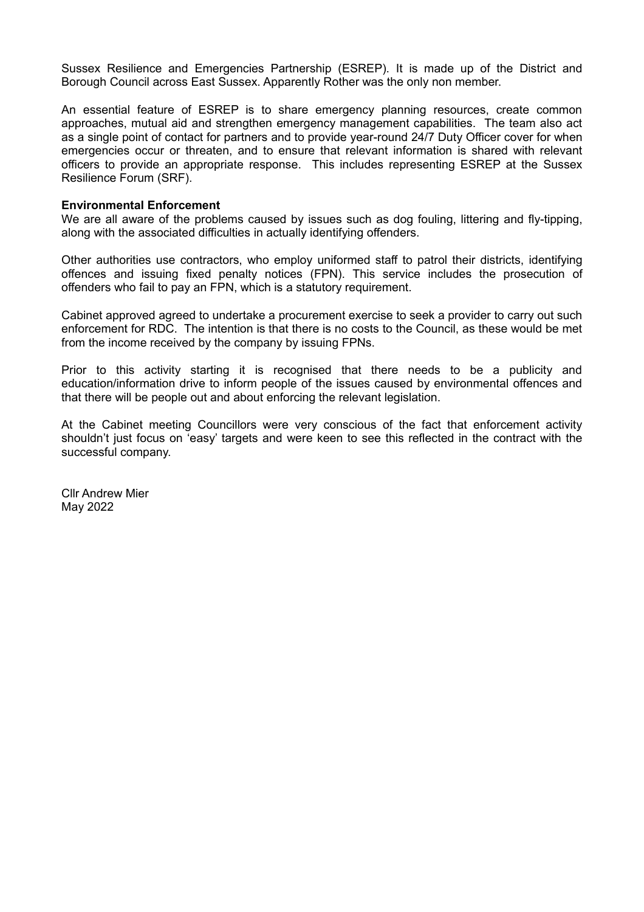Sussex Resilience and Emergencies Partnership (ESREP). It is made up of the District and Borough Council across East Sussex. Apparently Rother was the only non member.

An essential feature of ESREP is to share emergency planning resources, create common approaches, mutual aid and strengthen emergency management capabilities. The team also act as a single point of contact for partners and to provide year-round 24/7 Duty Officer cover for when emergencies occur or threaten, and to ensure that relevant information is shared with relevant officers to provide an appropriate response. This includes representing ESREP at the Sussex Resilience Forum (SRF).

**Environmental Enforcement**

We are all aware of the problems caused by issues such as dog fouling, littering and fly-tipping, along with the associated difficulties in actually identifying offenders.

Other authorities use contractors, who employ uniformed staff to patrol their districts, identifying offences and issuing fixed penalty notices (FPN). This service includes the prosecution of offenders who fail to pay an FPN, which is a statutory requirement.

Cabinet approved agreed to undertake a procurement exercise to seek a provider to carry out such enforcement for RDC. The intention is that there is no costs to the Council, as these would be met from the income received by the company by issuing FPNs.

Prior to this activity starting it is recognised that there needs to be a publicity and education/information drive to inform people of the issues caused by environmental offences and that there will be people out and about enforcing the relevant legislation.

At the Cabinet meeting Councillors were very conscious of the fact that enforcement activity shouldn't just focus on 'easy' targets and were keen to see this reflected in the contract with the successful company.

Cllr Andrew Mier
May 2022